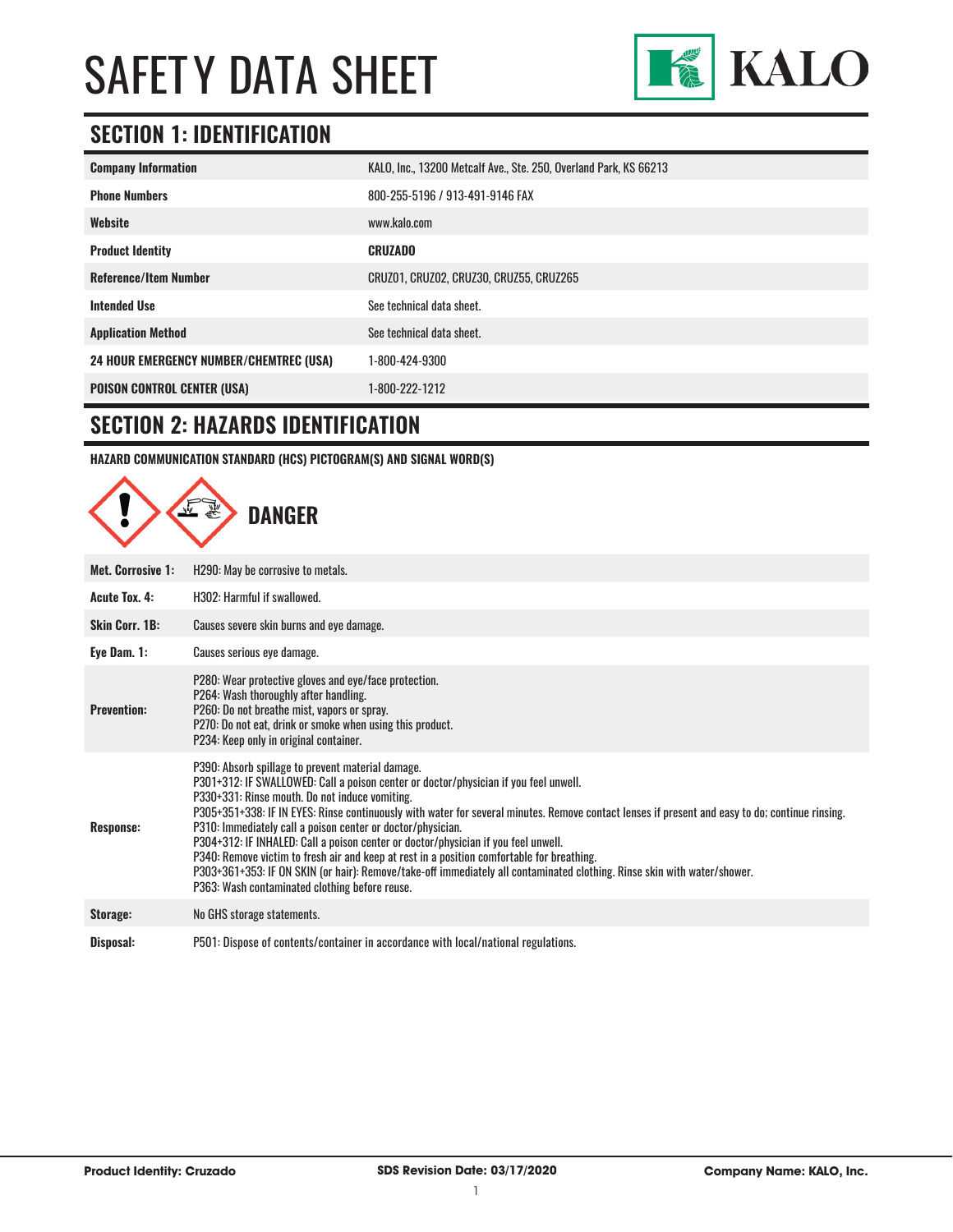# SAFETY DATA SHEET

KALO

## SECTION 1: IDENTIFICATION

| | |
|---|---|
| **Company Information** | KALO, Inc., 13200 Metcalf Ave., Ste. 250, Overland Park, KS 66213 |
| **Phone Numbers** | 800-255-5196 / 913-491-9146 FAX |
| **Website** | www.kalo.com |
| **Product Identity** | **CRUZADO** |
| **Reference/Item Number** | CRUZ01, CRUZ02, CRUZ30, CRUZ55, CRUZ265 |
| **Intended Use** | See technical data sheet. |
| **Application Method** | See technical data sheet. |
| **24 HOUR EMERGENCY NUMBER/CHEMTREC (USA)** | 1-800-424-9300 |
| **POISON CONTROL CENTER (USA)** | 1-800-222-1212 |

## SECTION 2: HAZARDS IDENTIFICATION

**HAZARD COMMUNICATION STANDARD (HCS) PICTOGRAM(S) AND SIGNAL WORD(S)**

**DANGER**

| | |
|---|---|
| **Met. Corrosive 1:** | H290: May be corrosive to metals. |
| **Acute Tox. 4:** | H302: Harmful if swallowed. |
| **Skin Corr. 1B:** | Causes severe skin burns and eye damage. |
| **Eye Dam. 1:** | Causes serious eye damage. |
| **Prevention:** | P280: Wear protective gloves and eye/face protection.<br>P264: Wash thoroughly after handling.<br>P260: Do not breathe mist, vapors or spray.<br>P270: Do not eat, drink or smoke when using this product.<br>P234: Keep only in original container. |
| **Response:** | P390: Absorb spillage to prevent material damage.<br>P301+312: IF SWALLOWED: Call a poison center or doctor/physician if you feel unwell.<br>P330+331: Rinse mouth. Do not induce vomiting.<br>P305+351+338: IF IN EYES: Rinse continuously with water for several minutes. Remove contact lenses if present and easy to do; continue rinsing.<br>P310: Immediately call a poison center or doctor/physician.<br>P304+312: IF INHALED: Call a poison center or doctor/physician if you feel unwell.<br>P340: Remove victim to fresh air and keep at rest in a position comfortable for breathing.<br>P303+361+353: IF ON SKIN (or hair): Remove/take-off immediately all contaminated clothing. Rinse skin with water/shower.<br>P363: Wash contaminated clothing before reuse. |
| **Storage:** | No GHS storage statements. |
| **Disposal:** | P501: Dispose of contents/container in accordance with local/national regulations. |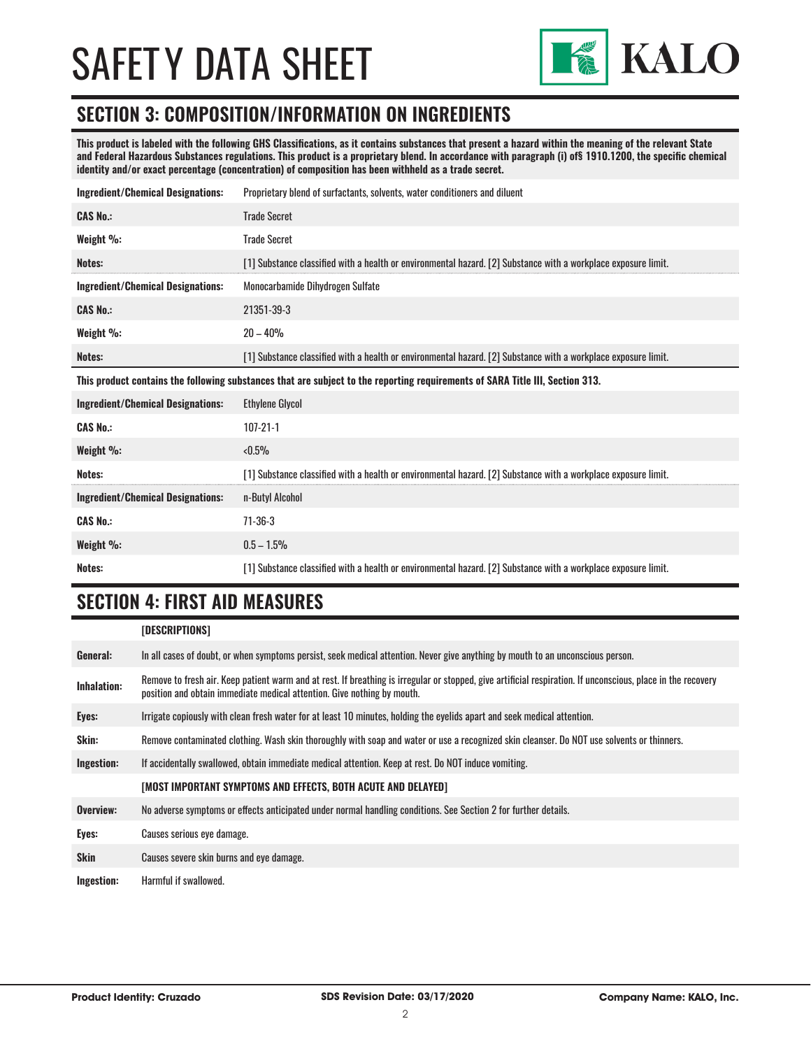## SECTION 3: COMPOSITION/INFORMATION ON INGREDIENTS

**This product is labeled with the following GHS Classifications, as it contains substances that present a hazard within the meaning of the relevant State and Federal Hazardous Substances regulations. This product is a proprietary blend. In accordance with paragraph (i) of§ 1910.1200, the specific chemical identity and/or exact percentage (concentration) of composition has been withheld as a trade secret.**

| | |
|---|---|
| **Ingredient/Chemical Designations:** | Proprietary blend of surfactants, solvents, water conditioners and diluent |
| **CAS No.:** | Trade Secret |
| **Weight %:** | Trade Secret |
| **Notes:** | [1] Substance classified with a health or environmental hazard. [2] Substance with a workplace exposure limit. |
| **Ingredient/Chemical Designations:** | Monocarbamide Dihydrogen Sulfate |
| **CAS No.:** | 21351-39-3 |
| **Weight %:** | 20 – 40% |
| **Notes:** | [1] Substance classified with a health or environmental hazard. [2] Substance with a workplace exposure limit. |

**This product contains the following substances that are subject to the reporting requirements of SARA Title III, Section 313.**

| | |
|---|---|
| **Ingredient/Chemical Designations:** | Ethylene Glycol |
| **CAS No.:** | 107-21-1 |
| **Weight %:** | <0.5% |
| **Notes:** | [1] Substance classified with a health or environmental hazard. [2] Substance with a workplace exposure limit. |
| **Ingredient/Chemical Designations:** | n-Butyl Alcohol |
| **CAS No.:** | 71-36-3 |
| **Weight %:** | 0.5 – 1.5% |
| **Notes:** | [1] Substance classified with a health or environmental hazard. [2] Substance with a workplace exposure limit. |

## SECTION 4: FIRST AID MEASURES

| | |
|---|---|
| | **[DESCRIPTIONS]** |
| **General:** | In all cases of doubt, or when symptoms persist, seek medical attention. Never give anything by mouth to an unconscious person. |
| **Inhalation:** | Remove to fresh air. Keep patient warm and at rest. If breathing is irregular or stopped, give artificial respiration. If unconscious, place in the recovery position and obtain immediate medical attention. Give nothing by mouth. |
| **Eyes:** | Irrigate copiously with clean fresh water for at least 10 minutes, holding the eyelids apart and seek medical attention. |
| **Skin:** | Remove contaminated clothing. Wash skin thoroughly with soap and water or use a recognized skin cleanser. Do NOT use solvents or thinners. |
| **Ingestion:** | If accidentally swallowed, obtain immediate medical attention. Keep at rest. Do NOT induce vomiting. |
| | **[MOST IMPORTANT SYMPTOMS AND EFFECTS, BOTH ACUTE AND DELAYED]** |
| **Overview:** | No adverse symptoms or effects anticipated under normal handling conditions. See Section 2 for further details. |
| **Eyes:** | Causes serious eye damage. |
| **Skin** | Causes severe skin burns and eye damage. |
| **Ingestion:** | Harmful if swallowed. |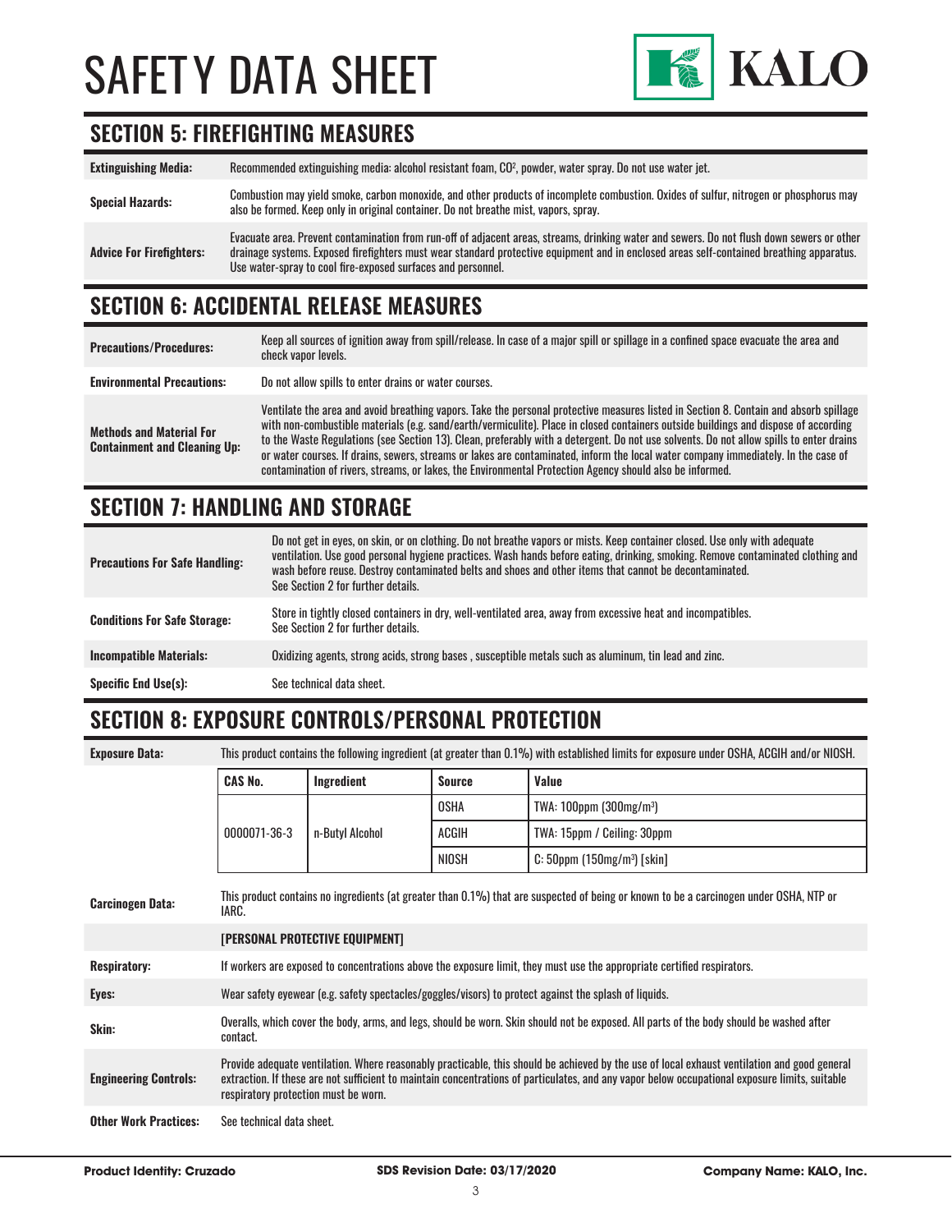# SAFETY DATA SHEET

## SECTION 5: FIREFIGHTING MEASURES

| | |
|---|---|
| **Extinguishing Media:** | Recommended extinguishing media: alcohol resistant foam, $CO^2$, powder, water spray. Do not use water jet. |
| **Special Hazards:** | Combustion may yield smoke, carbon monoxide, and other products of incomplete combustion. Oxides of sulfur, nitrogen or phosphorus may also be formed. Keep only in original container. Do not breathe mist, vapors, spray. |
| **Advice For Firefighters:** | Evacuate area. Prevent contamination from run-off of adjacent areas, streams, drinking water and sewers. Do not flush down sewers or other drainage systems. Exposed firefighters must wear standard protective equipment and in enclosed areas self-contained breathing apparatus. Use water-spray to cool fire-exposed surfaces and personnel. |

## SECTION 6: ACCIDENTAL RELEASE MEASURES

| | |
|---|---|
| **Precautions/Procedures:** | Keep all sources of ignition away from spill/release. In case of a major spill or spillage in a confined space evacuate the area and check vapor levels. |
| **Environmental Precautions:** | Do not allow spills to enter drains or water courses. |
| **Methods and Material For Containment and Cleaning Up:** | Ventilate the area and avoid breathing vapors. Take the personal protective measures listed in Section 8. Contain and absorb spillage with non-combustible materials (e.g. sand/earth/vermiculite). Place in closed containers outside buildings and dispose of according to the Waste Regulations (see Section 13). Clean, preferably with a detergent. Do not use solvents. Do not allow spills to enter drains or water courses. If drains, sewers, streams or lakes are contaminated, inform the local water company immediately. In the case of contamination of rivers, streams, or lakes, the Environmental Protection Agency should also be informed. |

## SECTION 7: HANDLING AND STORAGE

| | |
|---|---|
| **Precautions For Safe Handling:** | Do not get in eyes, on skin, or on clothing. Do not breathe vapors or mists. Keep container closed. Use only with adequate ventilation. Use good personal hygiene practices. Wash hands before eating, drinking, smoking. Remove contaminated clothing and wash before reuse. Destroy contaminated belts and shoes and other items that cannot be decontaminated. See Section 2 for further details. |
| **Conditions For Safe Storage:** | Store in tightly closed containers in dry, well-ventilated area, away from excessive heat and incompatibles. See Section 2 for further details. |
| **Incompatible Materials:** | Oxidizing agents, strong acids, strong bases , susceptible metals such as aluminum, tin lead and zinc. |
| **Specific End Use(s):** | See technical data sheet. |

## SECTION 8: EXPOSURE CONTROLS/PERSONAL PROTECTION

**Exposure Data:** This product contains the following ingredient (at greater than 0.1%) with established limits for exposure under OSHA, ACGIH and/or NIOSH.

| CAS No. | Ingredient | Source | Value |
|---|---|---|---|
| 0000071-36-3 | n-Butyl Alcohol | OSHA | TWA: 100ppm (300mg/m$^3$) |
| | | ACGIH | TWA: 15ppm / Ceiling: 30ppm |
| | | NIOSH | C: 50ppm (150mg/m$^3$) [skin] |

**Carcinogen Data:** This product contains no ingredients (at greater than 0.1%) that are suspected of being or known to be a carcinogen under OSHA, NTP or IARC.

**[PERSONAL PROTECTIVE EQUIPMENT]**

| | |
|---|---|
| **Respiratory:** | If workers are exposed to concentrations above the exposure limit, they must use the appropriate certified respirators. |
| **Eyes:** | Wear safety eyewear (e.g. safety spectacles/goggles/visors) to protect against the splash of liquids. |
| **Skin:** | Overalls, which cover the body, arms, and legs, should be worn. Skin should not be exposed. All parts of the body should be washed after contact. |
| **Engineering Controls:** | Provide adequate ventilation. Where reasonably practicable, this should be achieved by the use of local exhaust ventilation and good general extraction. If these are not sufficient to maintain concentrations of particulates, and any vapor below occupational exposure limits, suitable respiratory protection must be worn. |
| **Other Work Practices:** | See technical data sheet. |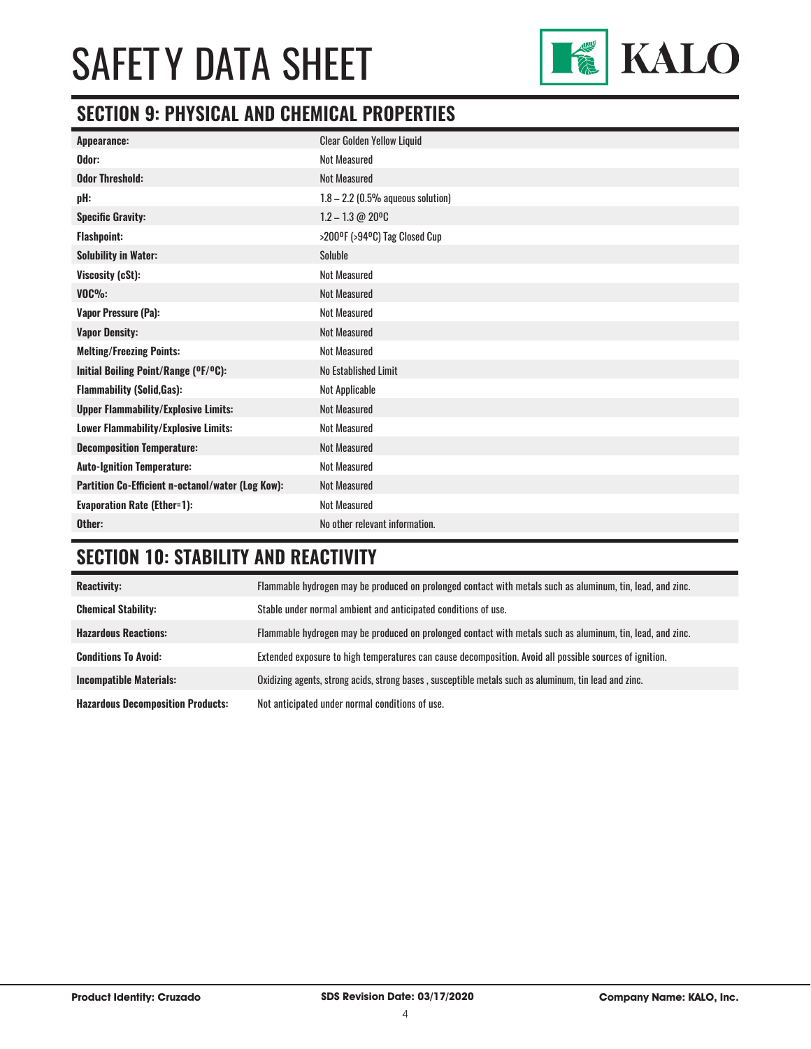## SECTION 9: PHYSICAL AND CHEMICAL PROPERTIES

| | |
|---|---|
| **Appearance:** | Clear Golden Yellow Liquid |
| **Odor:** | Not Measured |
| **Odor Threshold:** | Not Measured |
| **pH:** | 1.8 – 2.2 (0.5% aqueous solution) |
| **Specific Gravity:** | 1.2 – 1.3 @ 20ºC |
| **Flashpoint:** | >200ºF (>94ºC) Tag Closed Cup |
| **Solubility in Water:** | Soluble |
| **Viscosity (cSt):** | Not Measured |
| **VOC%:** | Not Measured |
| **Vapor Pressure (Pa):** | Not Measured |
| **Vapor Density:** | Not Measured |
| **Melting/Freezing Points:** | Not Measured |
| **Initial Boiling Point/Range (ºF/ºC):** | No Established Limit |
| **Flammability (Solid,Gas):** | Not Applicable |
| **Upper Flammability/Explosive Limits:** | Not Measured |
| **Lower Flammability/Explosive Limits:** | Not Measured |
| **Decomposition Temperature:** | Not Measured |
| **Auto-Ignition Temperature:** | Not Measured |
| **Partition Co-Efficient n-octanol/water (Log Kow):** | Not Measured |
| **Evaporation Rate (Ether=1):** | Not Measured |
| **Other:** | No other relevant information. |

## SECTION 10: STABILITY AND REACTIVITY

| | |
|---|---|
| **Reactivity:** | Flammable hydrogen may be produced on prolonged contact with metals such as aluminum, tin, lead, and zinc. |
| **Chemical Stability:** | Stable under normal ambient and anticipated conditions of use. |
| **Hazardous Reactions:** | Flammable hydrogen may be produced on prolonged contact with metals such as aluminum, tin, lead, and zinc. |
| **Conditions To Avoid:** | Extended exposure to high temperatures can cause decomposition. Avoid all possible sources of ignition. |
| **Incompatible Materials:** | Oxidizing agents, strong acids, strong bases , susceptible metals such as aluminum, tin lead and zinc. |
| **Hazardous Decomposition Products:** | Not anticipated under normal conditions of use. |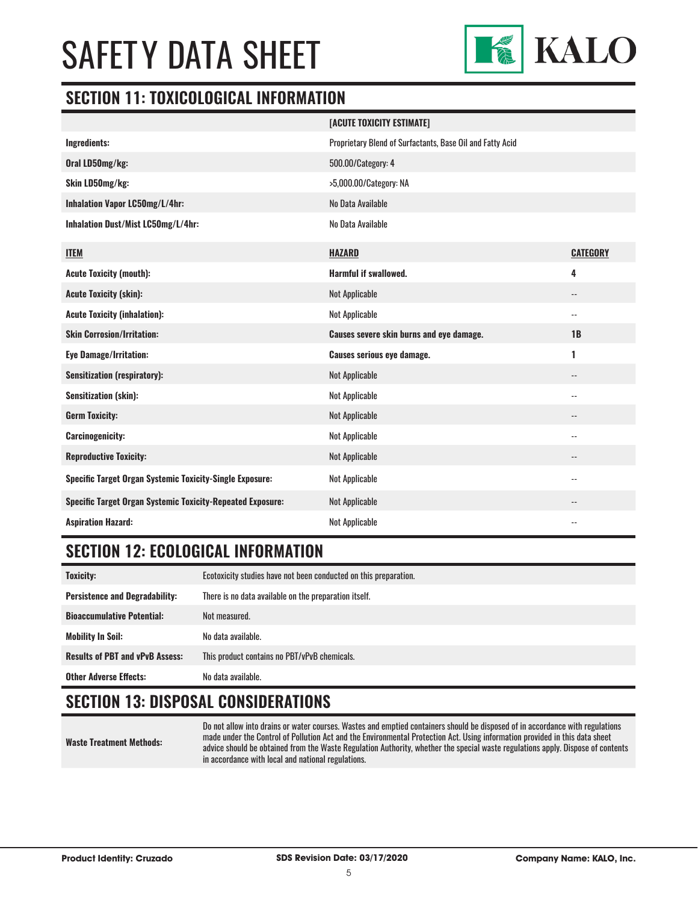# SAFETY DATA SHEET

## SECTION 11: TOXICOLOGICAL INFORMATION

| | [ACUTE TOXICITY ESTIMATE] |
|---|---|
| **Ingredients:** | Proprietary Blend of Surfactants, Base Oil and Fatty Acid |
| **Oral LD50mg/kg:** | 500.00/Category: 4 |
| **Skin LD50mg/kg:** | >5,000.00/Category: NA |
| **Inhalation Vapor LC50mg/L/4hr:** | No Data Available |
| **Inhalation Dust/Mist LC50mg/L/4hr:** | No Data Available |

| ITEM | HAZARD | CATEGORY |
|---|---|---|
| **Acute Toxicity (mouth):** | **Harmful if swallowed.** | **4** |
| **Acute Toxicity (skin):** | Not Applicable | -- |
| **Acute Toxicity (inhalation):** | Not Applicable | -- |
| **Skin Corrosion/Irritation:** | **Causes severe skin burns and eye damage.** | **1B** |
| **Eye Damage/Irritation:** | **Causes serious eye damage.** | **1** |
| **Sensitization (respiratory):** | Not Applicable | -- |
| **Sensitization (skin):** | Not Applicable | -- |
| **Germ Toxicity:** | Not Applicable | -- |
| **Carcinogenicity:** | Not Applicable | -- |
| **Reproductive Toxicity:** | Not Applicable | -- |
| **Specific Target Organ Systemic Toxicity-Single Exposure:** | Not Applicable | -- |
| **Specific Target Organ Systemic Toxicity-Repeated Exposure:** | Not Applicable | -- |
| **Aspiration Hazard:** | Not Applicable | -- |

## SECTION 12: ECOLOGICAL INFORMATION

| | |
|---|---|
| **Toxicity:** | Ecotoxicity studies have not been conducted on this preparation. |
| **Persistence and Degradability:** | There is no data available on the preparation itself. |
| **Bioaccumulative Potential:** | Not measured. |
| **Mobility In Soil:** | No data available. |
| **Results of PBT and vPvB Assess:** | This product contains no PBT/vPvB chemicals. |
| **Other Adverse Effects:** | No data available. |

## SECTION 13: DISPOSAL CONSIDERATIONS

| | |
|---|---|
| **Waste Treatment Methods:** | Do not allow into drains or water courses. Wastes and emptied containers should be disposed of in accordance with regulations made under the Control of Pollution Act and the Environmental Protection Act. Using information provided in this data sheet advice should be obtained from the Waste Regulation Authority, whether the special waste regulations apply. Dispose of contents in accordance with local and national regulations. |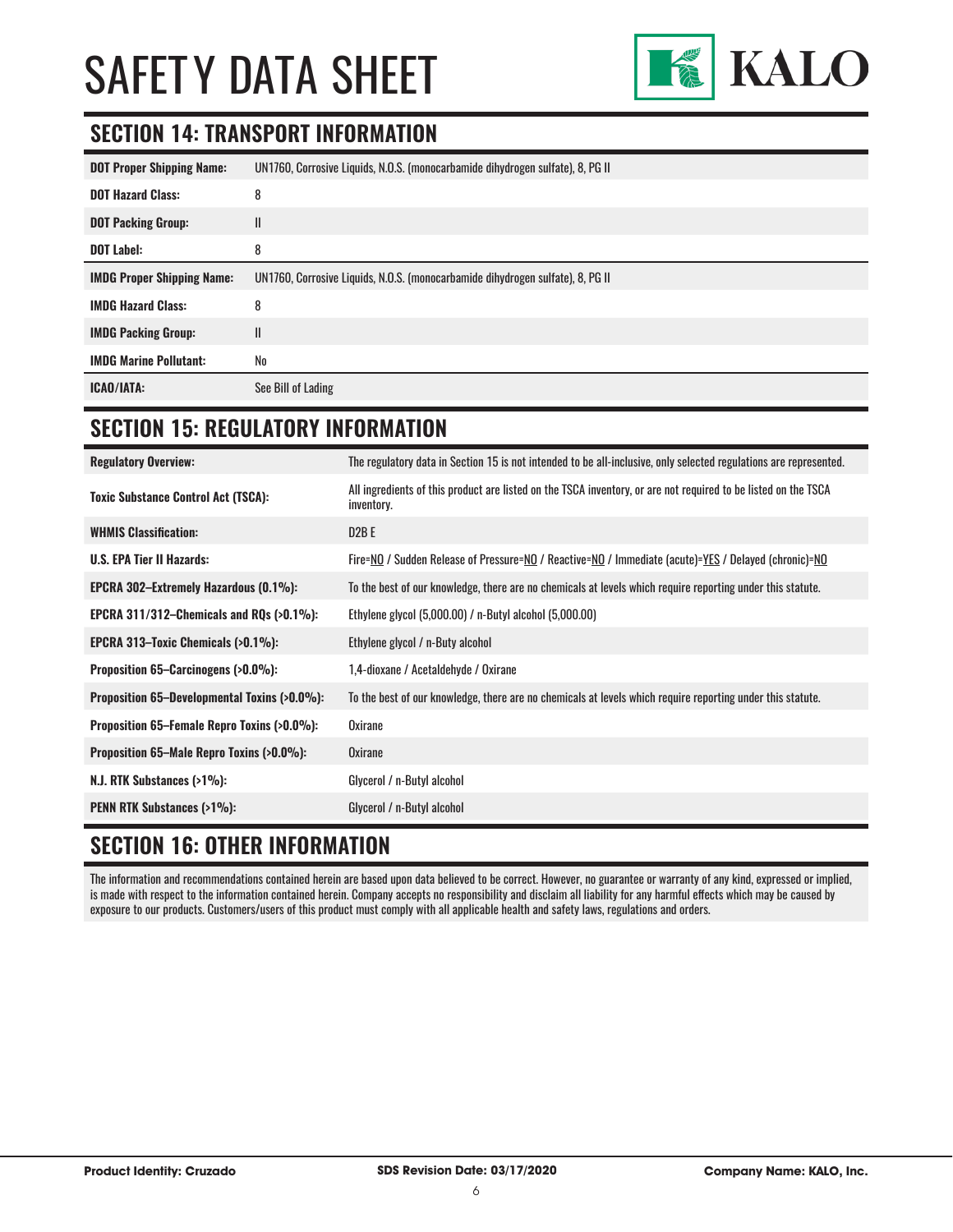# SAFETY DATA SHEET

## SECTION 14: TRANSPORT INFORMATION

| | |
|---|---|
| **DOT Proper Shipping Name:** | UN1760, Corrosive Liquids, N.O.S. (monocarbamide dihydrogen sulfate), 8, PG II |
| **DOT Hazard Class:** | 8 |
| **DOT Packing Group:** | II |
| **DOT Label:** | 8 |
| **IMDG Proper Shipping Name:** | UN1760, Corrosive Liquids, N.O.S. (monocarbamide dihydrogen sulfate), 8, PG II |
| **IMDG Hazard Class:** | 8 |
| **IMDG Packing Group:** | II |
| **IMDG Marine Pollutant:** | No |
| **ICAO/IATA:** | See Bill of Lading |

## SECTION 15: REGULATORY INFORMATION

| | |
|---|---|
| **Regulatory Overview:** | The regulatory data in Section 15 is not intended to be all-inclusive, only selected regulations are represented. |
| **Toxic Substance Control Act (TSCA):** | All ingredients of this product are listed on the TSCA inventory, or are not required to be listed on the TSCA inventory. |
| **WHMIS Classification:** | D2B E |
| **U.S. EPA Tier II Hazards:** | Fire=NO / Sudden Release of Pressure=NO / Reactive=NO / Immediate (acute)=YES / Delayed (chronic)=NO |
| **EPCRA 302–Extremely Hazardous (0.1%):** | To the best of our knowledge, there are no chemicals at levels which require reporting under this statute. |
| **EPCRA 311/312–Chemicals and RQs (>0.1%):** | Ethylene glycol (5,000.00) / n-Butyl alcohol (5,000.00) |
| **EPCRA 313–Toxic Chemicals (>0.1%):** | Ethylene glycol / n-Buty alcohol |
| **Proposition 65–Carcinogens (>0.0%):** | 1,4-dioxane / Acetaldehyde / Oxirane |
| **Proposition 65–Developmental Toxins (>0.0%):** | To the best of our knowledge, there are no chemicals at levels which require reporting under this statute. |
| **Proposition 65–Female Repro Toxins (>0.0%):** | Oxirane |
| **Proposition 65–Male Repro Toxins (>0.0%):** | Oxirane |
| **N.J. RTK Substances (>1%):** | Glycerol / n-Butyl alcohol |
| **PENN RTK Substances (>1%):** | Glycerol / n-Butyl alcohol |

## SECTION 16: OTHER INFORMATION

The information and recommendations contained herein are based upon data believed to be correct. However, no guarantee or warranty of any kind, expressed or implied, is made with respect to the information contained herein. Company accepts no responsibility and disclaim all liability for any harmful effects which may be caused by exposure to our products. Customers/users of this product must comply with all applicable health and safety laws, regulations and orders.

**Product Identity: Cruzado** | **SDS Revision Date: 03/17/2020** | **Company Name: KALO, Inc.**